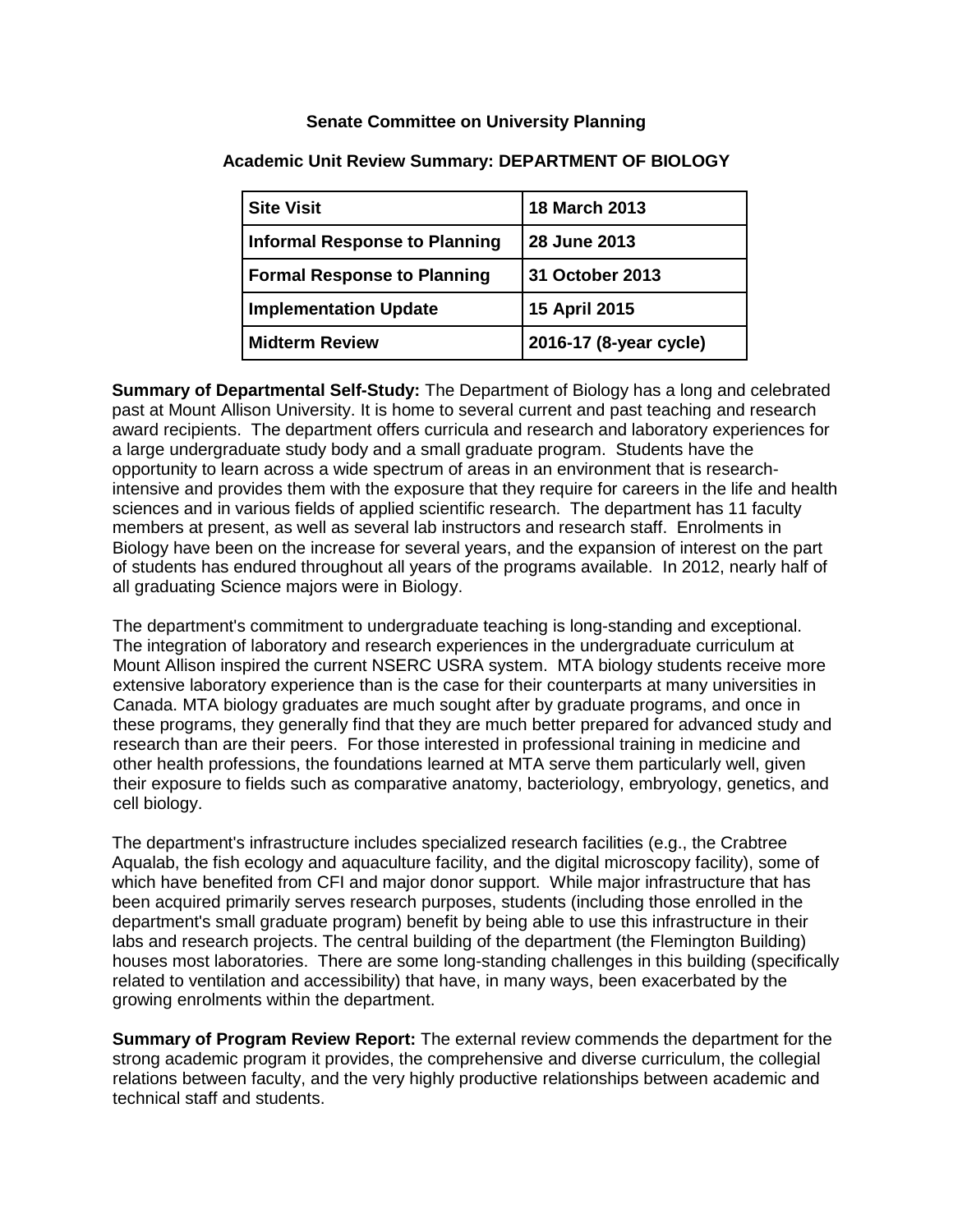**Senate Committee on University Planning**

**Academic Unit Review Summary: DEPARTMENT OF BIOLOGY**

| **Site Visit** | **18 March 2013** |
|---|---|
| **Informal Response to Planning** | **28 June 2013** |
| **Formal Response to Planning** | **31 October 2013** |
| **Implementation Update** | **15 April 2015** |
| **Midterm Review** | **2016-17 (8-year cycle)** |

**Summary of Departmental Self-Study:** The Department of Biology has a long and celebrated past at Mount Allison University. It is home to several current and past teaching and research award recipients. The department offers curricula and research and laboratory experiences for a large undergraduate study body and a small graduate program. Students have the opportunity to learn across a wide spectrum of areas in an environment that is research-intensive and provides them with the exposure that they require for careers in the life and health sciences and in various fields of applied scientific research. The department has 11 faculty members at present, as well as several lab instructors and research staff. Enrolments in Biology have been on the increase for several years, and the expansion of interest on the part of students has endured throughout all years of the programs available. In 2012, nearly half of all graduating Science majors were in Biology.

The department's commitment to undergraduate teaching is long-standing and exceptional. The integration of laboratory and research experiences in the undergraduate curriculum at Mount Allison inspired the current NSERC USRA system. MTA biology students receive more extensive laboratory experience than is the case for their counterparts at many universities in Canada. MTA biology graduates are much sought after by graduate programs, and once in these programs, they generally find that they are much better prepared for advanced study and research than are their peers. For those interested in professional training in medicine and other health professions, the foundations learned at MTA serve them particularly well, given their exposure to fields such as comparative anatomy, bacteriology, embryology, genetics, and cell biology.

The department's infrastructure includes specialized research facilities (e.g., the Crabtree Aqualab, the fish ecology and aquaculture facility, and the digital microscopy facility), some of which have benefited from CFI and major donor support. While major infrastructure that has been acquired primarily serves research purposes, students (including those enrolled in the department's small graduate program) benefit by being able to use this infrastructure in their labs and research projects. The central building of the department (the Flemington Building) houses most laboratories. There are some long-standing challenges in this building (specifically related to ventilation and accessibility) that have, in many ways, been exacerbated by the growing enrolments within the department.

**Summary of Program Review Report:** The external review commends the department for the strong academic program it provides, the comprehensive and diverse curriculum, the collegial relations between faculty, and the very highly productive relationships between academic and technical staff and students.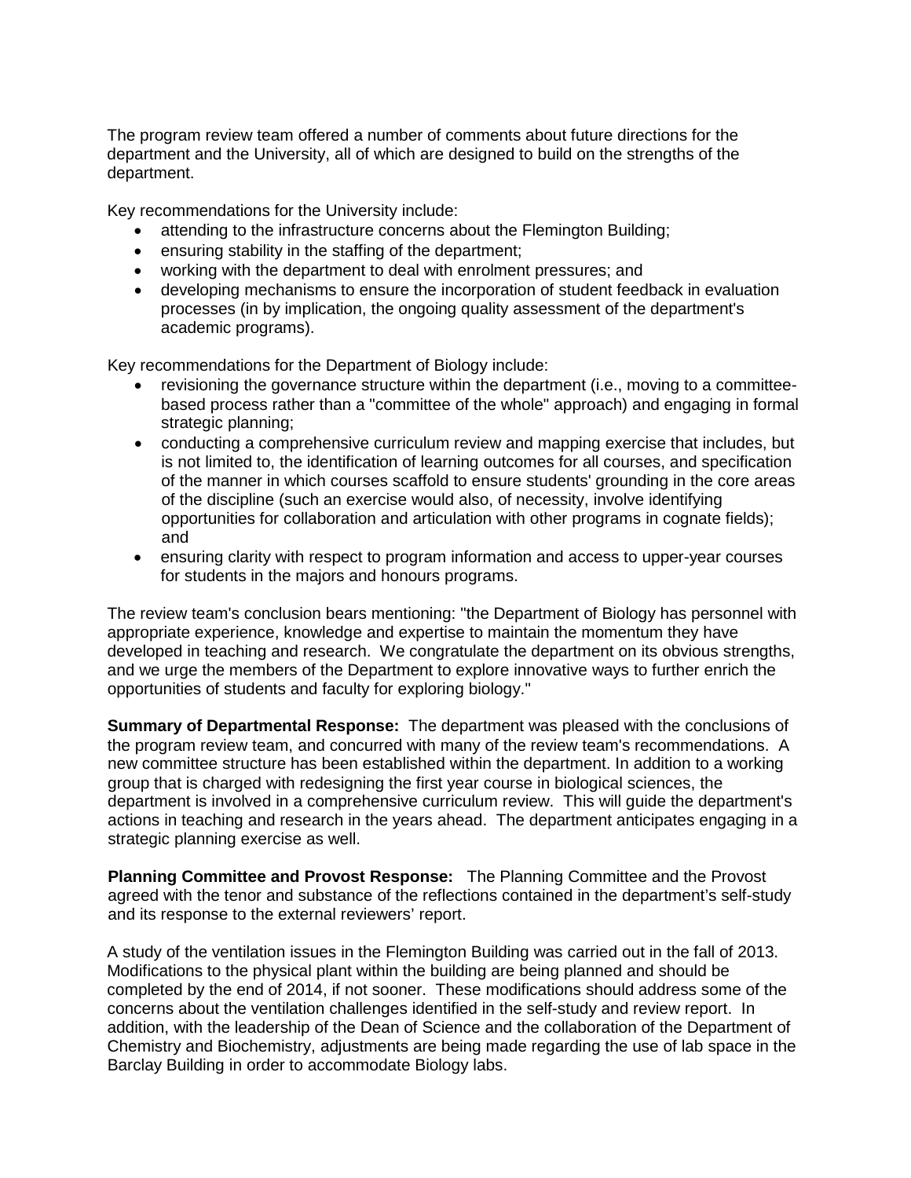The program review team offered a number of comments about future directions for the department and the University, all of which are designed to build on the strengths of the department.

Key recommendations for the University include:

- attending to the infrastructure concerns about the Flemington Building;
- ensuring stability in the staffing of the department;
- working with the department to deal with enrolment pressures; and
- developing mechanisms to ensure the incorporation of student feedback in evaluation processes (in by implication, the ongoing quality assessment of the department's academic programs).

Key recommendations for the Department of Biology include:

- revisioning the governance structure within the department (i.e., moving to a committee-based process rather than a "committee of the whole" approach) and engaging in formal strategic planning;
- conducting a comprehensive curriculum review and mapping exercise that includes, but is not limited to, the identification of learning outcomes for all courses, and specification of the manner in which courses scaffold to ensure students' grounding in the core areas of the discipline (such an exercise would also, of necessity, involve identifying opportunities for collaboration and articulation with other programs in cognate fields); and
- ensuring clarity with respect to program information and access to upper-year courses for students in the majors and honours programs.

The review team's conclusion bears mentioning: "the Department of Biology has personnel with appropriate experience, knowledge and expertise to maintain the momentum they have developed in teaching and research. We congratulate the department on its obvious strengths, and we urge the members of the Department to explore innovative ways to further enrich the opportunities of students and faculty for exploring biology."

**Summary of Departmental Response:** The department was pleased with the conclusions of the program review team, and concurred with many of the review team's recommendations. A new committee structure has been established within the department. In addition to a working group that is charged with redesigning the first year course in biological sciences, the department is involved in a comprehensive curriculum review. This will guide the department's actions in teaching and research in the years ahead. The department anticipates engaging in a strategic planning exercise as well.

**Planning Committee and Provost Response:** The Planning Committee and the Provost agreed with the tenor and substance of the reflections contained in the department's self-study and its response to the external reviewers' report.

A study of the ventilation issues in the Flemington Building was carried out in the fall of 2013. Modifications to the physical plant within the building are being planned and should be completed by the end of 2014, if not sooner. These modifications should address some of the concerns about the ventilation challenges identified in the self-study and review report. In addition, with the leadership of the Dean of Science and the collaboration of the Department of Chemistry and Biochemistry, adjustments are being made regarding the use of lab space in the Barclay Building in order to accommodate Biology labs.